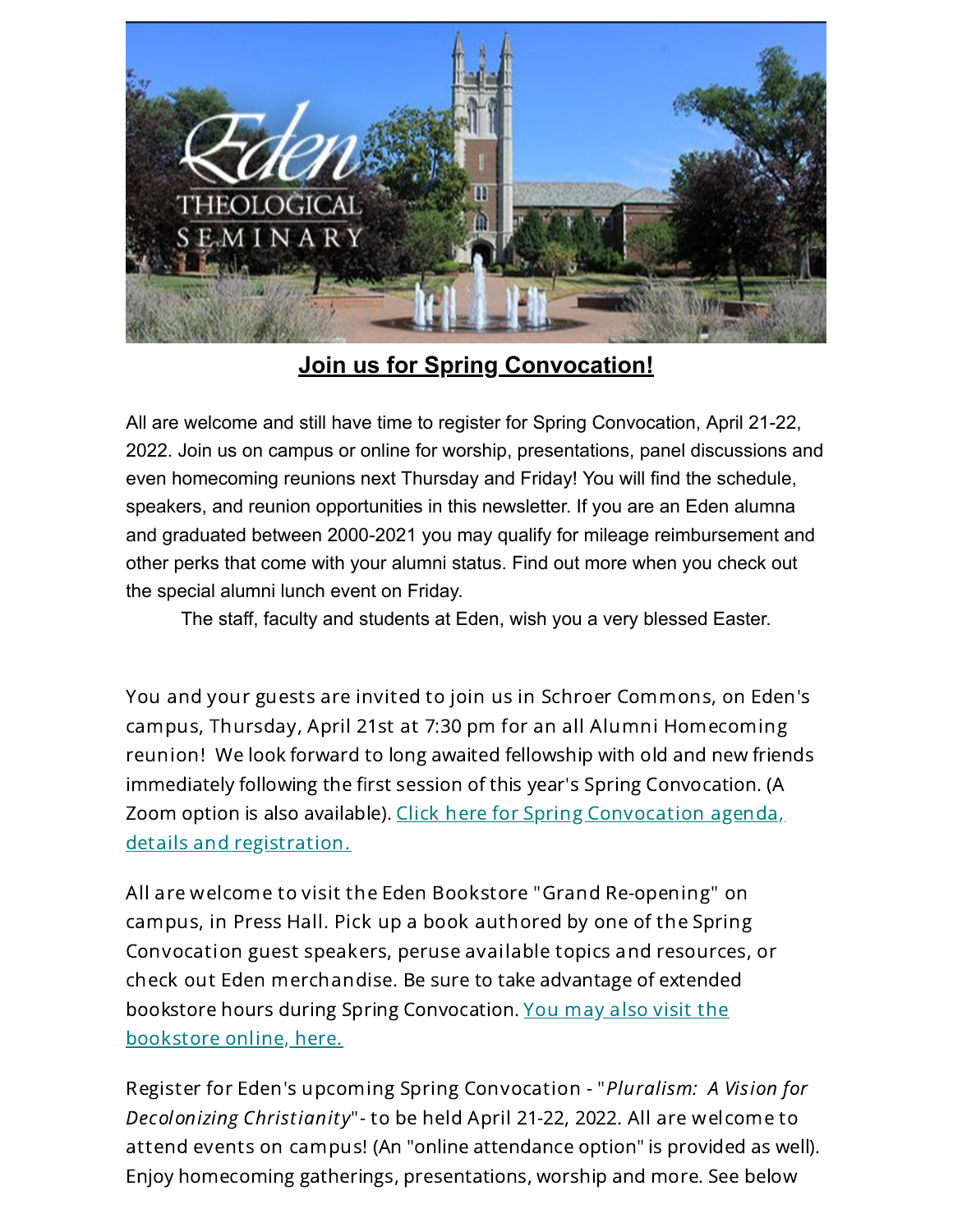**Join us for Spring Convocation!**

All are welcome and still have time to register for Spring Convocation, April 21-22, 2022. Join us on campus or online for worship, presentations, panel discussions and even homecoming reunions next Thursday and Friday! You will find the schedule, speakers, and reunion opportunities in this newsletter. If you are an Eden alumna and graduated between 2000-2021 you may qualify for mileage reimbursement and other perks that come with your alumni status. Find out more when you check out the special alumni lunch event on Friday.

The staff, faculty and students at Eden, wish you a very blessed Easter.

You and your guests are invited to join us in Schroer Commons, on Eden's campus, Thursday, April 21st at 7:30 pm for an all Alumni Homecoming reunion! We look forward to long awaited fellowship with old and new friends immediately following the first session of this year's Spring Convocation. (A Zoom option is also available). Click here for Spring Convocation agenda, details and registration.

All are welcome to visit the Eden Bookstore "Grand Re-opening" on campus, in Press Hall. Pick up a book authored by one of the Spring Convocation guest speakers, peruse available topics and resources, or check out Eden merchandise. Be sure to take advantage of extended bookstore hours during Spring Convocation. You may also visit the bookstore online, here.

Register for Eden's upcoming Spring Convocation - "*Pluralism: A Vision for Decolonizing Christianity*" - to be held April 21-22, 2022. All are welcome to attend events on campus! (An "online attendance option" is provided as well). Enjoy homecoming gatherings, presentations, worship and more. See below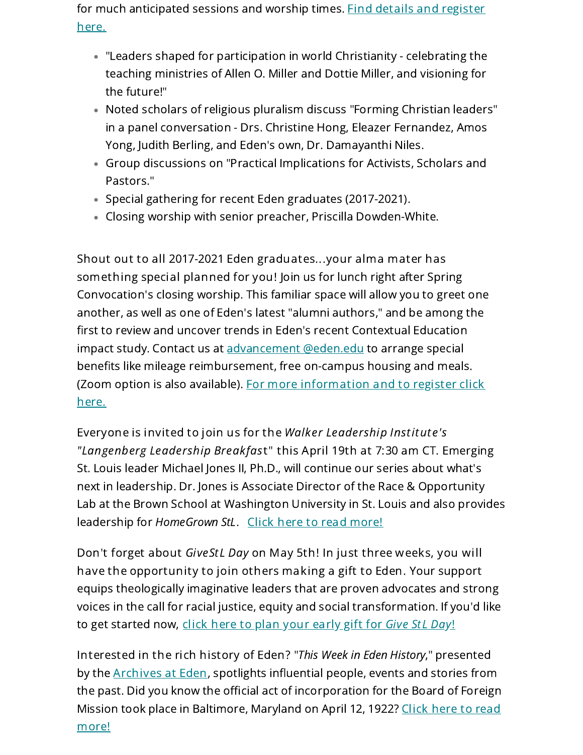for much anticipated sessions and worship times. [Find details and register here.]

- "Leaders shaped for participation in world Christianity - celebrating the teaching ministries of Allen O. Miller and Dottie Miller, and visioning for the future!"
- Noted scholars of religious pluralism discuss "Forming Christian leaders" in a panel conversation - Drs. Christine Hong, Eleazer Fernandez, Amos Yong, Judith Berling, and Eden's own, Dr. Damayanthi Niles.
- Group discussions on "Practical Implications for Activists, Scholars and Pastors."
- Special gathering for recent Eden graduates (2017-2021).
- Closing worship with senior preacher, Priscilla Dowden-White.

Shout out to all 2017-2021 Eden graduates...your alma mater has something special planned for you! Join us for lunch right after Spring Convocation's closing worship. This familiar space will allow you to greet one another, as well as one of Eden's latest "alumni authors," and be among the first to review and uncover trends in Eden's recent Contextual Education impact study. Contact us at advancement @eden.edu to arrange special benefits like mileage reimbursement, free on-campus housing and meals. (Zoom option is also available). For more information and to register click here.

Everyone is invited to join us for the *Walker Leadership Institute's "Langenberg Leadership Breakfast*" this April 19th at 7:30 am CT. Emerging St. Louis leader Michael Jones II, Ph.D., will continue our series about what's next in leadership. Dr. Jones is Associate Director of the Race & Opportunity Lab at the Brown School at Washington University in St. Louis and also provides leadership for *HomeGrown StL*. Click here to read more!

Don't forget about *GiveStL Day* on May 5th! In just three weeks, you will have the opportunity to join others making a gift to Eden. Your support equips theologically imaginative leaders that are proven advocates and strong voices in the call for racial justice, equity and social transformation. If you'd like to get started now, click here to plan your early gift for *Give StL Day*!

Interested in the rich history of Eden? "*This Week in Eden History*," presented by the Archives at Eden, spotlights influential people, events and stories from the past. Did you know the official act of incorporation for the Board of Foreign Mission took place in Baltimore, Maryland on April 12, 1922? Click here to read more!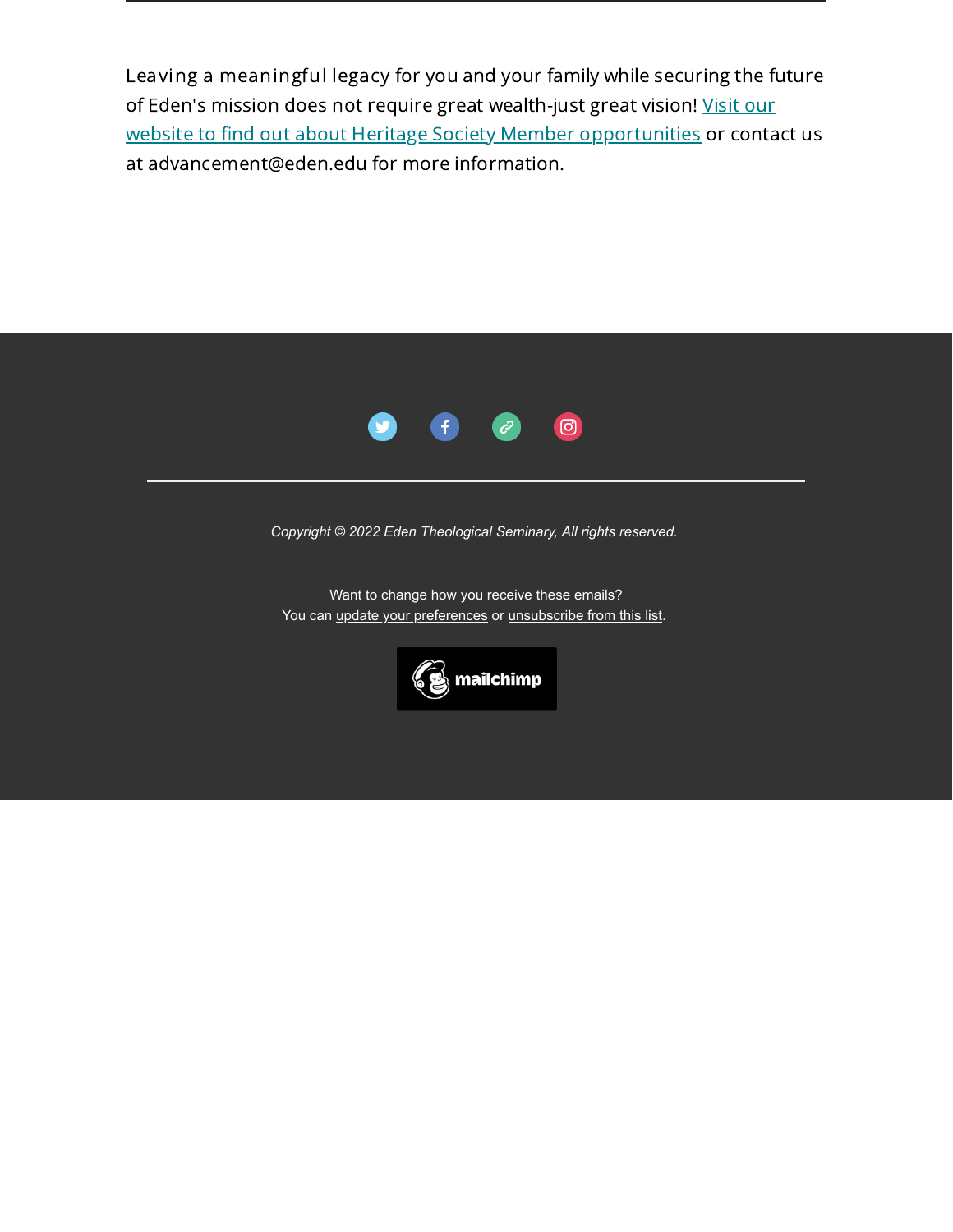Leaving a meaningful legacy for you and your family while securing the future of Eden's mission does not require great wealth-just great vision! Visit our website to find out about Heritage Society Member opportunities or contact us at advancement@eden.edu for more information.

*Copyright © 2022 Eden Theological Seminary, All rights reserved.*

Want to change how you receive these emails?
You can update your preferences or unsubscribe from this list.